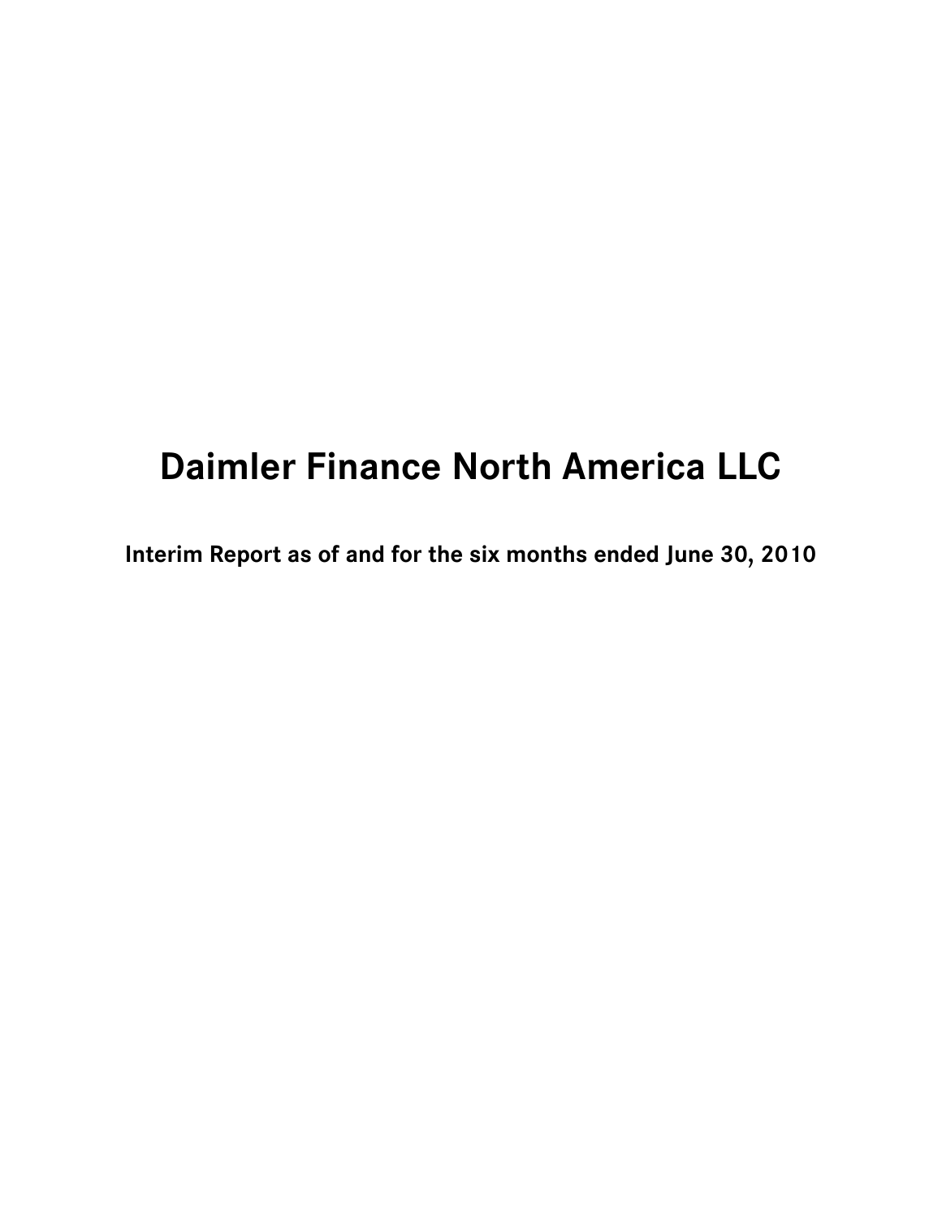# Daimler Finance North America LLC

## Interim Report as of and for the six months ended June 30, 2010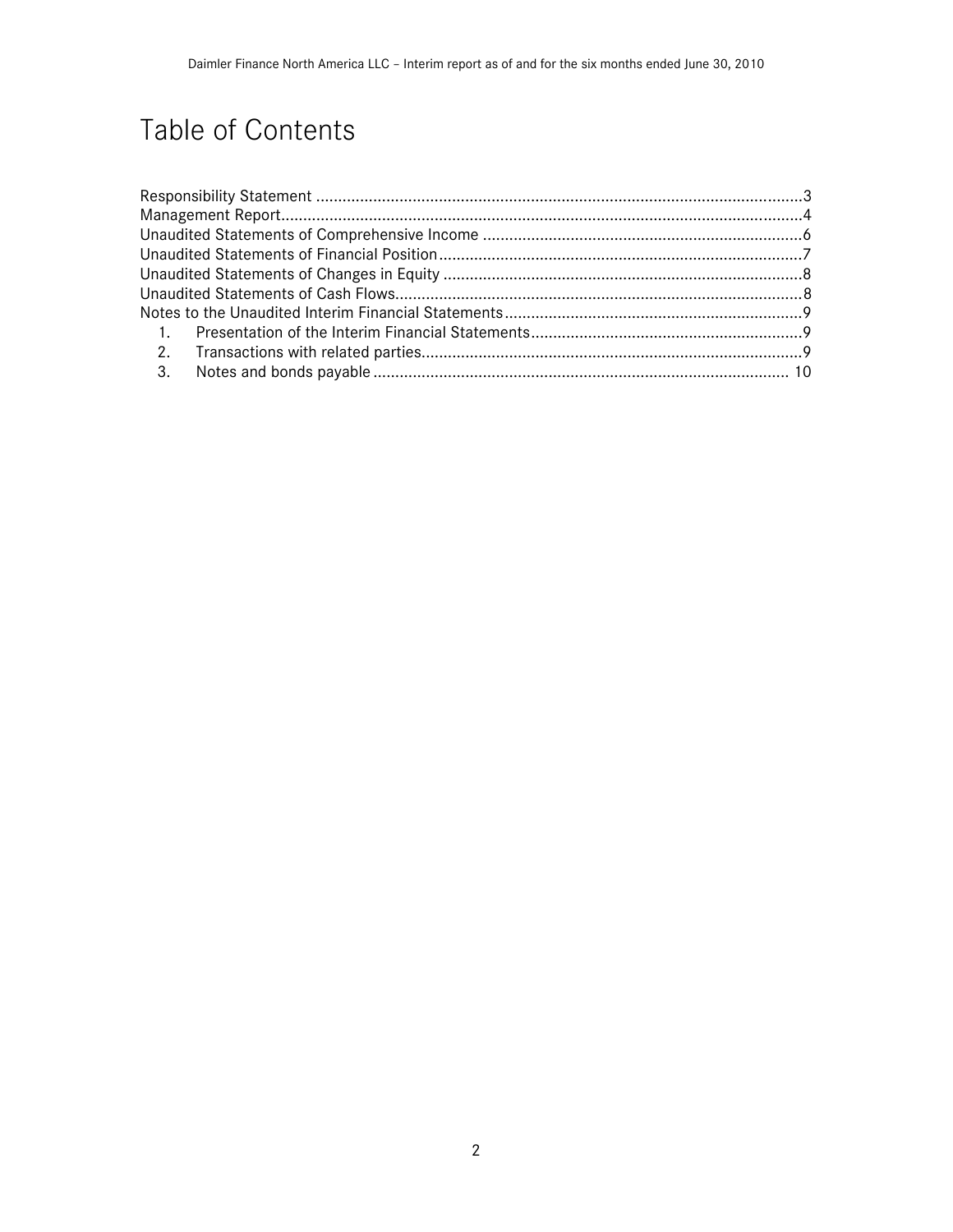# Table of Contents

Responsibility Statement ........................................................................................................3
Management Report.................................................................................................................4
Unaudited Statements of Comprehensive Income ....................................................................6
Unaudited Statements of Financial Position..............................................................................7
Unaudited Statements of Changes in Equity ............................................................................8
Unaudited Statements of Cash Flows.......................................................................................8
Notes to the Unaudited Interim Financial Statements...............................................................9

1. Presentation of the Interim Financial Statements........................................................9
2. Transactions with related parties.................................................................................9
3. Notes and bonds payable .......................................................................................... 10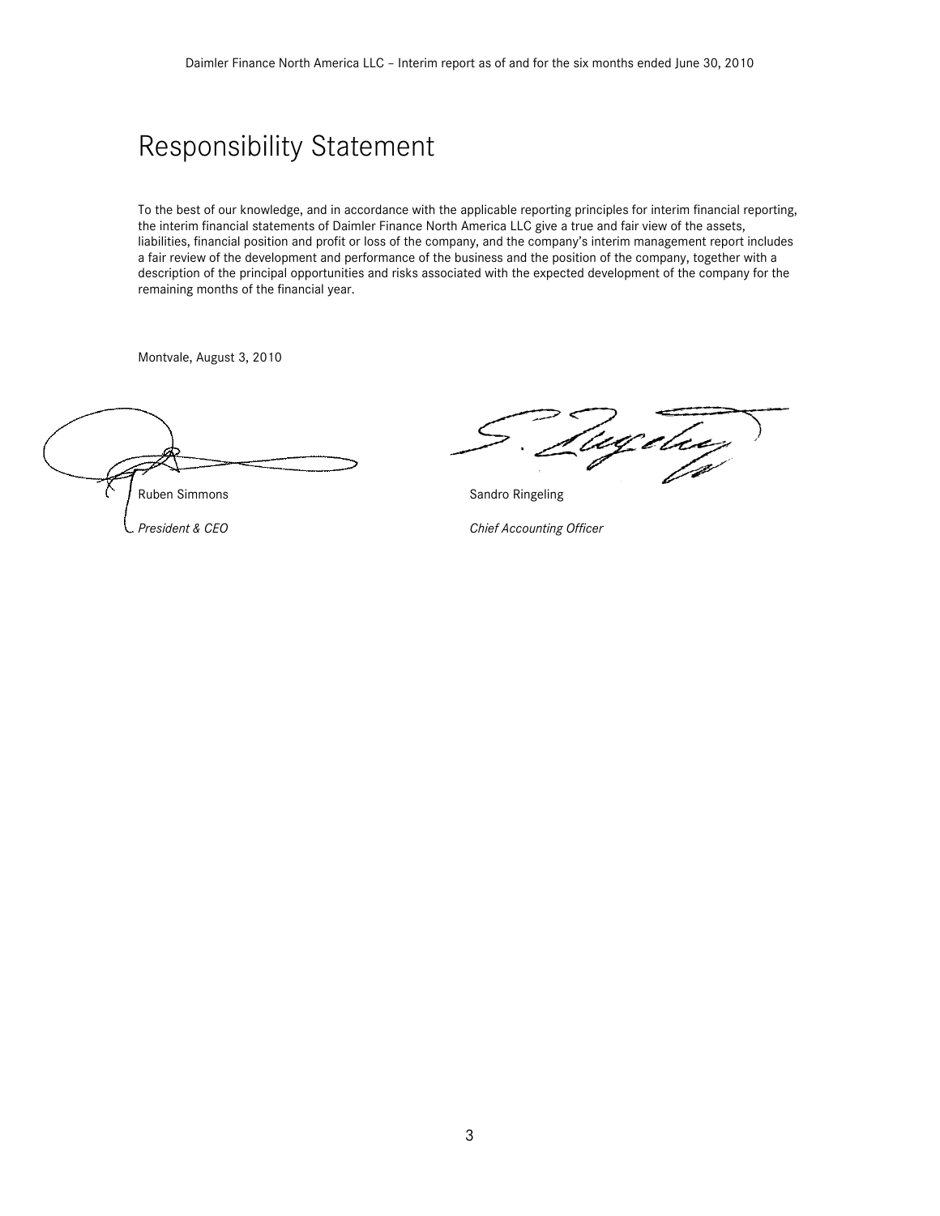# Responsibility Statement

To the best of our knowledge, and in accordance with the applicable reporting principles for interim financial reporting, the interim financial statements of Daimler Finance North America LLC give a true and fair view of the assets, liabilities, financial position and profit or loss of the company, and the company's interim management report includes a fair review of the development and performance of the business and the position of the company, together with a description of the principal opportunities and risks associated with the expected development of the company for the remaining months of the financial year.

Montvale, August 3, 2010

Ruben Simmons

*President & CEO*

Sandro Ringeling

*Chief Accounting Officer*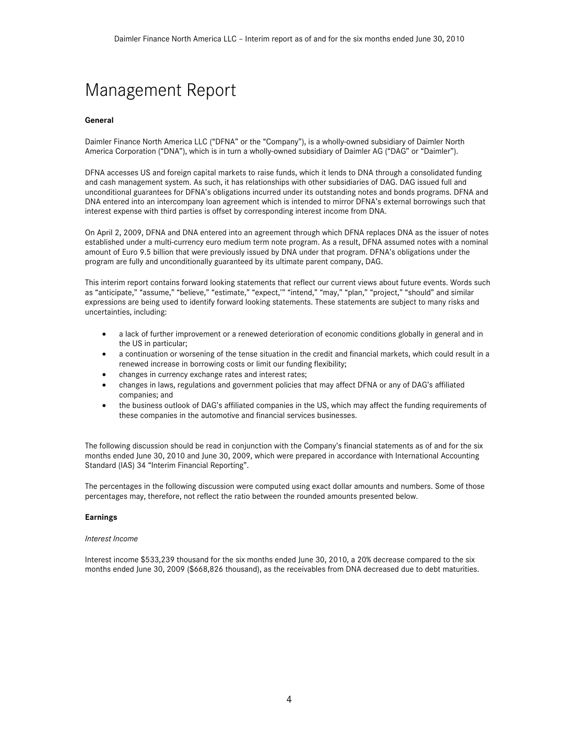# Management Report

**General**

Daimler Finance North America LLC ("DFNA" or the "Company"), is a wholly-owned subsidiary of Daimler North America Corporation ("DNA"), which is in turn a wholly-owned subsidiary of Daimler AG ("DAG" or "Daimler").

DFNA accesses US and foreign capital markets to raise funds, which it lends to DNA through a consolidated funding and cash management system. As such, it has relationships with other subsidiaries of DAG. DAG issued full and unconditional guarantees for DFNA's obligations incurred under its outstanding notes and bonds programs. DFNA and DNA entered into an intercompany loan agreement which is intended to mirror DFNA's external borrowings such that interest expense with third parties is offset by corresponding interest income from DNA.

On April 2, 2009, DFNA and DNA entered into an agreement through which DFNA replaces DNA as the issuer of notes established under a multi-currency euro medium term note program. As a result, DFNA assumed notes with a nominal amount of Euro 9.5 billion that were previously issued by DNA under that program. DFNA's obligations under the program are fully and unconditionally guaranteed by its ultimate parent company, DAG.

This interim report contains forward looking statements that reflect our current views about future events. Words such as "anticipate," "assume," "believe," "estimate," "expect,'" "intend," "may," "plan," "project," "should" and similar expressions are being used to identify forward looking statements. These statements are subject to many risks and uncertainties, including:

- a lack of further improvement or a renewed deterioration of economic conditions globally in general and in the US in particular;
- a continuation or worsening of the tense situation in the credit and financial markets, which could result in a renewed increase in borrowing costs or limit our funding flexibility;
- changes in currency exchange rates and interest rates;
- changes in laws, regulations and government policies that may affect DFNA or any of DAG's affiliated companies; and
- the business outlook of DAG's affiliated companies in the US, which may affect the funding requirements of these companies in the automotive and financial services businesses.

The following discussion should be read in conjunction with the Company's financial statements as of and for the six months ended June 30, 2010 and June 30, 2009, which were prepared in accordance with International Accounting Standard (IAS) 34 "Interim Financial Reporting".

The percentages in the following discussion were computed using exact dollar amounts and numbers. Some of those percentages may, therefore, not reflect the ratio between the rounded amounts presented below.

**Earnings**

*Interest Income*

Interest income $533,239 thousand for the six months ended June 30, 2010, a 20% decrease compared to the six months ended June 30, 2009 ($668,826 thousand), as the receivables from DNA decreased due to debt maturities.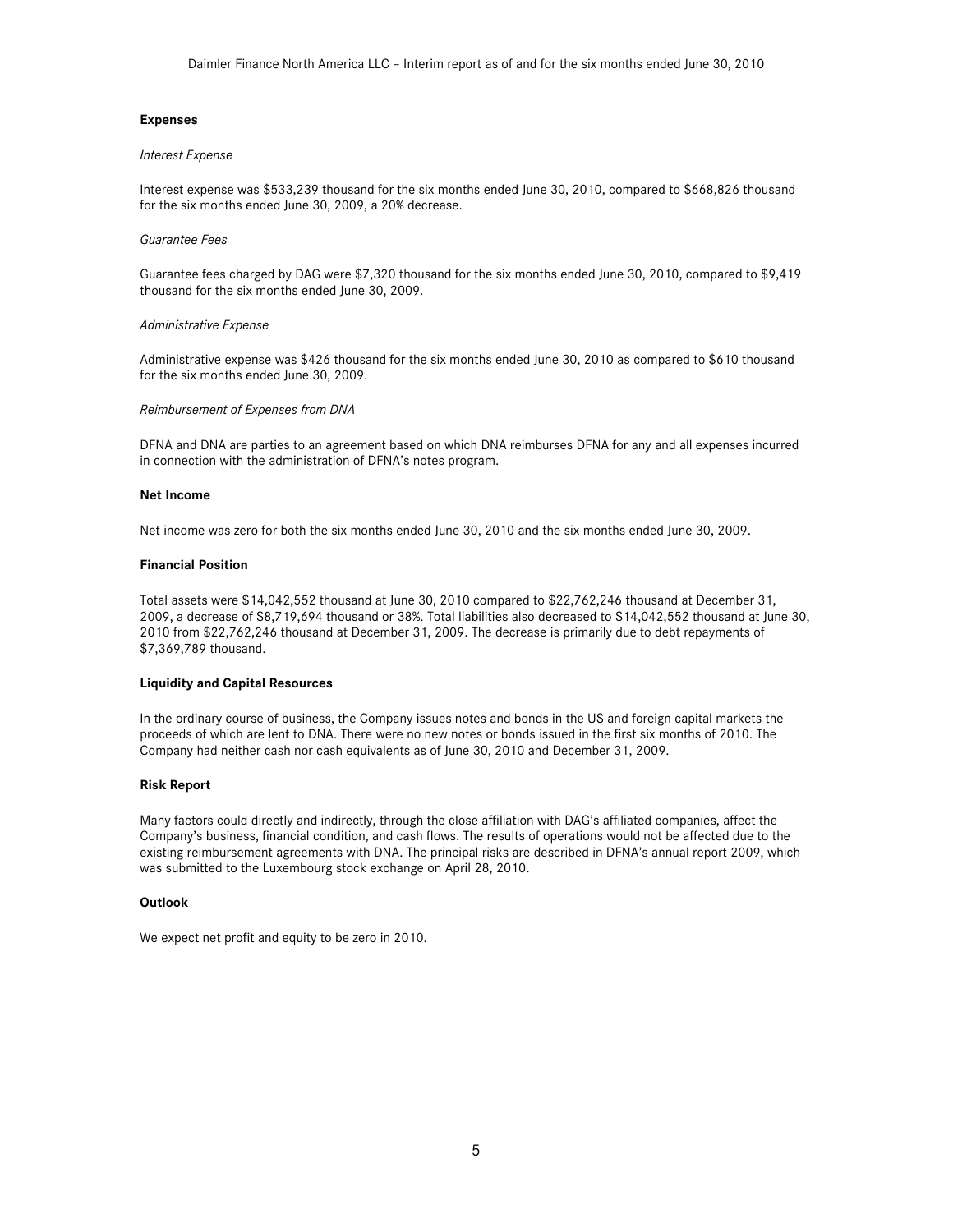## Expenses

*Interest Expense*

Interest expense was $533,239 thousand for the six months ended June 30, 2010, compared to $668,826 thousand for the six months ended June 30, 2009, a 20% decrease.

*Guarantee Fees*

Guarantee fees charged by DAG were $7,320 thousand for the six months ended June 30, 2010, compared to $9,419 thousand for the six months ended June 30, 2009.

*Administrative Expense*

Administrative expense was $426 thousand for the six months ended June 30, 2010 as compared to $610 thousand for the six months ended June 30, 2009.

*Reimbursement of Expenses from DNA*

DFNA and DNA are parties to an agreement based on which DNA reimburses DFNA for any and all expenses incurred in connection with the administration of DFNA's notes program.

## Net Income

Net income was zero for both the six months ended June 30, 2010 and the six months ended June 30, 2009.

## Financial Position

Total assets were $14,042,552 thousand at June 30, 2010 compared to $22,762,246 thousand at December 31, 2009, a decrease of $8,719,694 thousand or 38%. Total liabilities also decreased to $14,042,552 thousand at June 30, 2010 from $22,762,246 thousand at December 31, 2009. The decrease is primarily due to debt repayments of $7,369,789 thousand.

## Liquidity and Capital Resources

In the ordinary course of business, the Company issues notes and bonds in the US and foreign capital markets the proceeds of which are lent to DNA. There were no new notes or bonds issued in the first six months of 2010. The Company had neither cash nor cash equivalents as of June 30, 2010 and December 31, 2009.

## Risk Report

Many factors could directly and indirectly, through the close affiliation with DAG's affiliated companies, affect the Company's business, financial condition, and cash flows. The results of operations would not be affected due to the existing reimbursement agreements with DNA. The principal risks are described in DFNA's annual report 2009, which was submitted to the Luxembourg stock exchange on April 28, 2010.

## Outlook

We expect net profit and equity to be zero in 2010.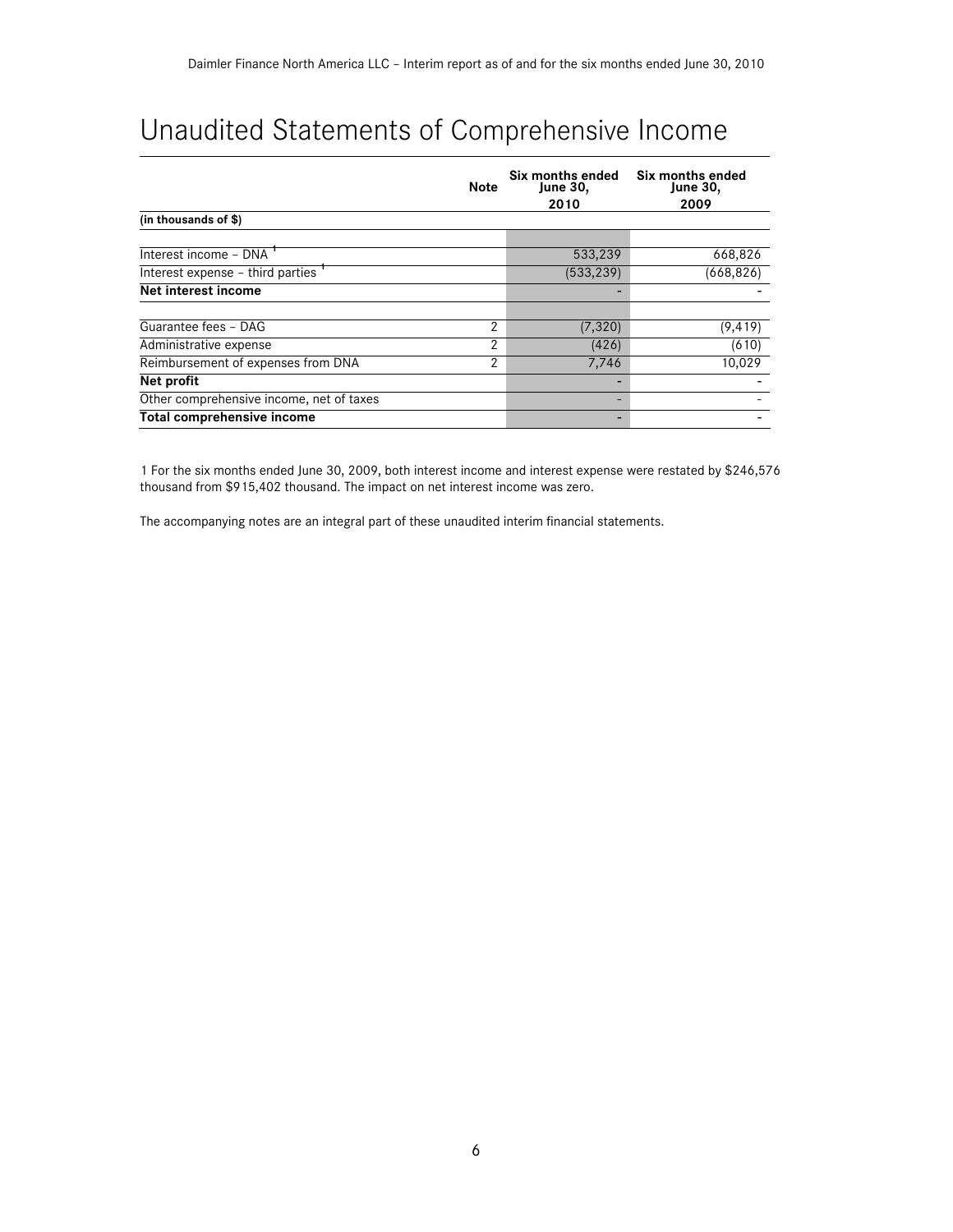# Unaudited Statements of Comprehensive Income

| (in thousands of $) | Note | Six months ended June 30, 2010 | Six months ended June 30, 2009 |
|---|---|---|---|
| Interest income – DNA [1] | | 533,239 | 668,826 |
| Interest expense – third parties [1] | | (533,239) | (668,826) |
| **Net interest income** | | - | - |
| Guarantee fees – DAG | 2 | (7,320) | (9,419) |
| Administrative expense | 2 | (426) | (610) |
| Reimbursement of expenses from DNA | 2 | 7,746 | 10,029 |
| **Net profit** | | - | - |
| Other comprehensive income, net of taxes | | - | - |
| **Total comprehensive income** | | - | - |

1 For the six months ended June 30, 2009, both interest income and interest expense were restated by $246,576 thousand from $915,402 thousand. The impact on net interest income was zero.

The accompanying notes are an integral part of these unaudited interim financial statements.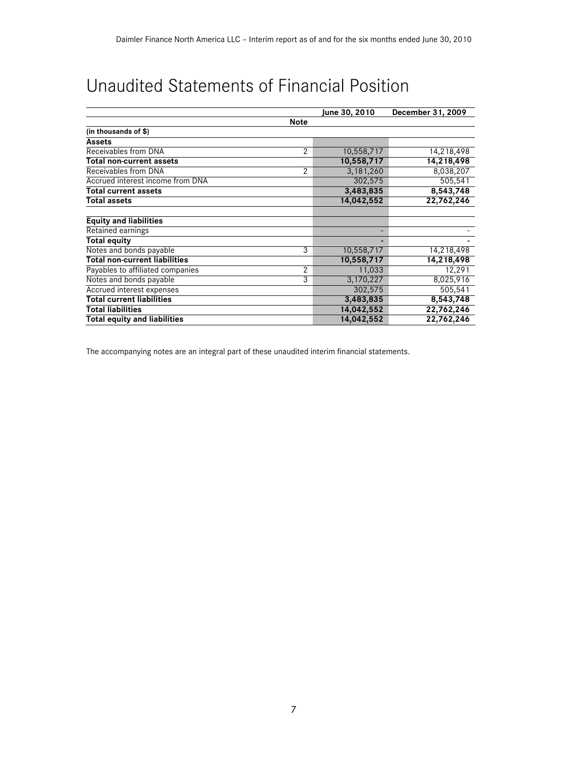# Unaudited Statements of Financial Position

| | Note | June 30, 2010 | December 31, 2009 |
|---|---|---|---|
| **(in thousands of $)** | | | |
| **Assets** | | | |
| Receivables from DNA | 2 | 10,558,717 | 14,218,498 |
| **Total non-current assets** | | **10,558,717** | **14,218,498** |
| Receivables from DNA | 2 | 3,181,260 | 8,038,207 |
| Accrued interest income from DNA | | 302,575 | 505,541 |
| **Total current assets** | | **3,483,835** | **8,543,748** |
| **Total assets** | | **14,042,552** | **22,762,246** |
| | | | |
| **Equity and liabilities** | | | |
| Retained earnings | | - | - |
| **Total equity** | | **-** | **-** |
| Notes and bonds payable | 3 | 10,558,717 | 14,218,498 |
| **Total non-current liabilities** | | **10,558,717** | **14,218,498** |
| Payables to affiliated companies | 2 | 11,033 | 12,291 |
| Notes and bonds payable | 3 | 3,170,227 | 8,025,916 |
| Accrued interest expenses | | 302,575 | 505,541 |
| **Total current liabilities** | | **3,483,835** | **8,543,748** |
| **Total liabilities** | | **14,042,552** | **22,762,246** |
| **Total equity and liabilities** | | **14,042,552** | **22,762,246** |

The accompanying notes are an integral part of these unaudited interim financial statements.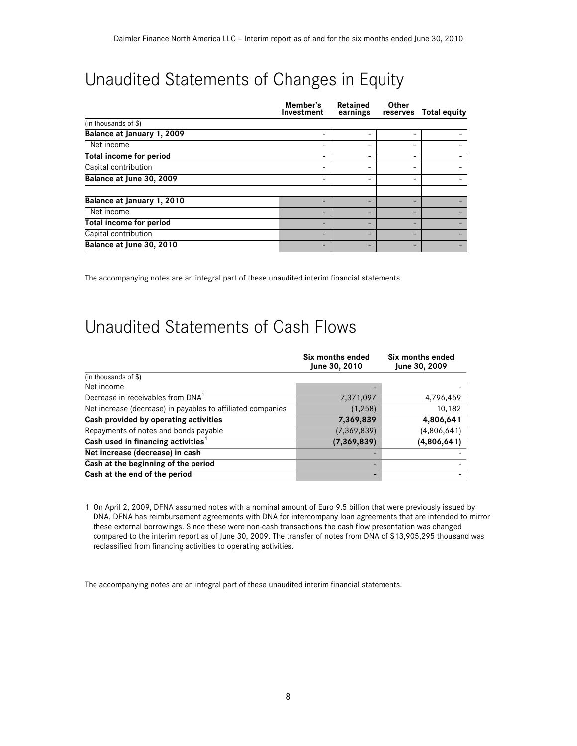# Unaudited Statements of Changes in Equity

| (in thousands of $) | Member's Investment | Retained earnings | Other reserves | Total equity |
|---|---|---|---|---|
| **Balance at January 1, 2009** | **-** | **-** | **-** | **-** |
| Net income | - | - | - | - |
| **Total income for period** | **-** | **-** | **-** | **-** |
| Capital contribution | - | - | - | - |
| **Balance at June 30, 2009** | **-** | **-** | **-** | **-** |
| | | | | |
| **Balance at January 1, 2010** | **-** | **-** | **-** | **-** |
| Net income | - | - | - | - |
| **Total income for period** | **-** | **-** | **-** | **-** |
| Capital contribution | - | - | - | - |
| **Balance at June 30, 2010** | **-** | **-** | **-** | **-** |

The accompanying notes are an integral part of these unaudited interim financial statements.

# Unaudited Statements of Cash Flows

| (in thousands of $) | Six months ended June 30, 2010 | Six months ended June 30, 2009 |
|---|---|---|
| Net income | - | - |
| Decrease in receivables from DNA[1] | 7,371,097 | 4,796,459 |
| Net increase (decrease) in payables to affiliated companies | (1,258) | 10,182 |
| **Cash provided by operating activities** | **7,369,839** | **4,806,641** |
| Repayments of notes and bonds payable | (7,369,839) | (4,806,641) |
| **Cash used in financing activities[1]** | **(7,369,839)** | **(4,806,641)** |
| **Net increase (decrease) in cash** | **-** | **-** |
| **Cash at the beginning of the period** | **-** | **-** |
| **Cash at the end of the period** | **-** | **-** |

1 On April 2, 2009, DFNA assumed notes with a nominal amount of Euro 9.5 billion that were previously issued by DNA. DFNA has reimbursement agreements with DNA for intercompany loan agreements that are intended to mirror these external borrowings. Since these were non-cash transactions the cash flow presentation was changed compared to the interim report as of June 30, 2009. The transfer of notes from DNA of $13,905,295 thousand was reclassified from financing activities to operating activities.

The accompanying notes are an integral part of these unaudited interim financial statements.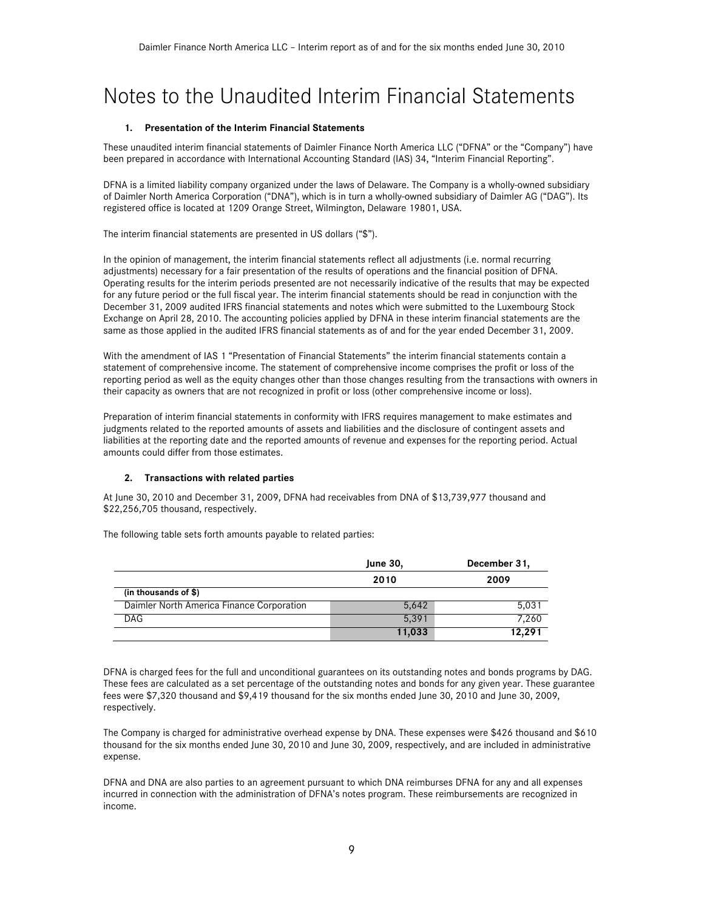# Notes to the Unaudited Interim Financial Statements

## 1. Presentation of the Interim Financial Statements

These unaudited interim financial statements of Daimler Finance North America LLC ("DFNA" or the "Company") have been prepared in accordance with International Accounting Standard (IAS) 34, "Interim Financial Reporting".

DFNA is a limited liability company organized under the laws of Delaware. The Company is a wholly-owned subsidiary of Daimler North America Corporation ("DNA"), which is in turn a wholly-owned subsidiary of Daimler AG ("DAG"). Its registered office is located at 1209 Orange Street, Wilmington, Delaware 19801, USA.

The interim financial statements are presented in US dollars ("$").

In the opinion of management, the interim financial statements reflect all adjustments (i.e. normal recurring adjustments) necessary for a fair presentation of the results of operations and the financial position of DFNA. Operating results for the interim periods presented are not necessarily indicative of the results that may be expected for any future period or the full fiscal year. The interim financial statements should be read in conjunction with the December 31, 2009 audited IFRS financial statements and notes which were submitted to the Luxembourg Stock Exchange on April 28, 2010. The accounting policies applied by DFNA in these interim financial statements are the same as those applied in the audited IFRS financial statements as of and for the year ended December 31, 2009.

With the amendment of IAS 1 "Presentation of Financial Statements" the interim financial statements contain a statement of comprehensive income. The statement of comprehensive income comprises the profit or loss of the reporting period as well as the equity changes other than those changes resulting from the transactions with owners in their capacity as owners that are not recognized in profit or loss (other comprehensive income or loss).

Preparation of interim financial statements in conformity with IFRS requires management to make estimates and judgments related to the reported amounts of assets and liabilities and the disclosure of contingent assets and liabilities at the reporting date and the reported amounts of revenue and expenses for the reporting period. Actual amounts could differ from those estimates.

## 2. Transactions with related parties

At June 30, 2010 and December 31, 2009, DFNA had receivables from DNA of $13,739,977 thousand and $22,256,705 thousand, respectively.

The following table sets forth amounts payable to related parties:

| | June 30, 2010 | December 31, 2009 |
|---|---|---|
| **(in thousands of $)** | | |
| Daimler North America Finance Corporation | 5,642 | 5,031 |
| DAG | 5,391 | 7,260 |
| | **11,033** | **12,291** |

DFNA is charged fees for the full and unconditional guarantees on its outstanding notes and bonds programs by DAG. These fees are calculated as a set percentage of the outstanding notes and bonds for any given year. These guarantee fees were $7,320 thousand and $9,419 thousand for the six months ended June 30, 2010 and June 30, 2009, respectively.

The Company is charged for administrative overhead expense by DNA. These expenses were $426 thousand and $610 thousand for the six months ended June 30, 2010 and June 30, 2009, respectively, and are included in administrative expense.

DFNA and DNA are also parties to an agreement pursuant to which DNA reimburses DFNA for any and all expenses incurred in connection with the administration of DFNA's notes program. These reimbursements are recognized in income.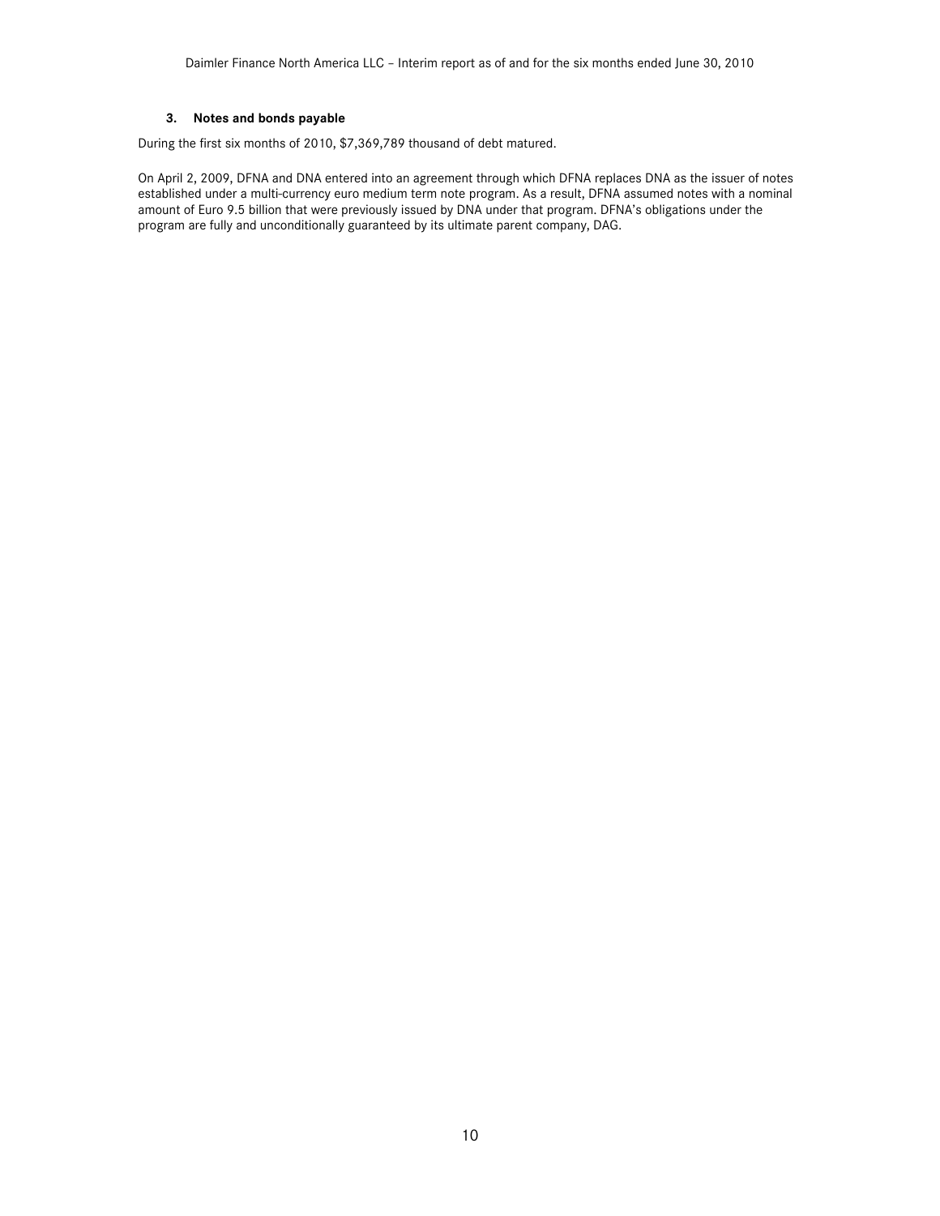### 3. Notes and bonds payable

During the first six months of 2010, $7,369,789 thousand of debt matured.

On April 2, 2009, DFNA and DNA entered into an agreement through which DFNA replaces DNA as the issuer of notes established under a multi-currency euro medium term note program. As a result, DFNA assumed notes with a nominal amount of Euro 9.5 billion that were previously issued by DNA under that program. DFNA's obligations under the program are fully and unconditionally guaranteed by its ultimate parent company, DAG.